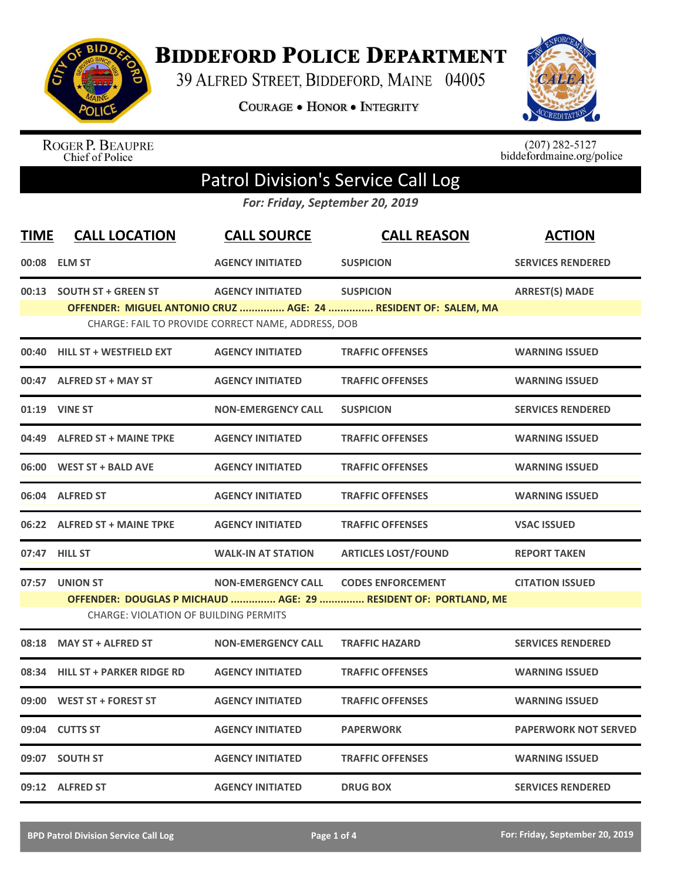# Biddeford Police Department

39 Alfred Street, Biddeford, Maine 04005

Courage • Honor • Integrity

Roger P. Beaupre
Chief of Police

(207) 282-5127
biddefordmaine.org/police

## Patrol Division's Service Call Log

*For: Friday, September 20, 2019*

| TIME | CALL LOCATION | CALL SOURCE | CALL REASON | ACTION |
|---|---|---|---|---|
| 00:08 | ELM ST | AGENCY INITIATED | SUSPICION | SERVICES RENDERED |
| 00:13 | SOUTH ST + GREEN ST | AGENCY INITIATED | SUSPICION | ARREST(S) MADE |
| | OFFENDER: MIGUEL ANTONIO CRUZ ............... AGE: 24 ............... RESIDENT OF: SALEM, MA | | | |
| | CHARGE: FAIL TO PROVIDE CORRECT NAME, ADDRESS, DOB | | | |
| 00:40 | HILL ST + WESTFIELD EXT | AGENCY INITIATED | TRAFFIC OFFENSES | WARNING ISSUED |
| 00:47 | ALFRED ST + MAY ST | AGENCY INITIATED | TRAFFIC OFFENSES | WARNING ISSUED |
| 01:19 | VINE ST | NON-EMERGENCY CALL | SUSPICION | SERVICES RENDERED |
| 04:49 | ALFRED ST + MAINE TPKE | AGENCY INITIATED | TRAFFIC OFFENSES | WARNING ISSUED |
| 06:00 | WEST ST + BALD AVE | AGENCY INITIATED | TRAFFIC OFFENSES | WARNING ISSUED |
| 06:04 | ALFRED ST | AGENCY INITIATED | TRAFFIC OFFENSES | WARNING ISSUED |
| 06:22 | ALFRED ST + MAINE TPKE | AGENCY INITIATED | TRAFFIC OFFENSES | VSAC ISSUED |
| 07:47 | HILL ST | WALK-IN AT STATION | ARTICLES LOST/FOUND | REPORT TAKEN |
| 07:57 | UNION ST | NON-EMERGENCY CALL | CODES ENFORCEMENT | CITATION ISSUED |
| | OFFENDER: DOUGLAS P MICHAUD ............... AGE: 29 ............... RESIDENT OF: PORTLAND, ME | | | |
| | CHARGE: VIOLATION OF BUILDING PERMITS | | | |
| 08:18 | MAY ST + ALFRED ST | NON-EMERGENCY CALL | TRAFFIC HAZARD | SERVICES RENDERED |
| 08:34 | HILL ST + PARKER RIDGE RD | AGENCY INITIATED | TRAFFIC OFFENSES | WARNING ISSUED |
| 09:00 | WEST ST + FOREST ST | AGENCY INITIATED | TRAFFIC OFFENSES | WARNING ISSUED |
| 09:04 | CUTTS ST | AGENCY INITIATED | PAPERWORK | PAPERWORK NOT SERVED |
| 09:07 | SOUTH ST | AGENCY INITIATED | TRAFFIC OFFENSES | WARNING ISSUED |
| 09:12 | ALFRED ST | AGENCY INITIATED | DRUG BOX | SERVICES RENDERED |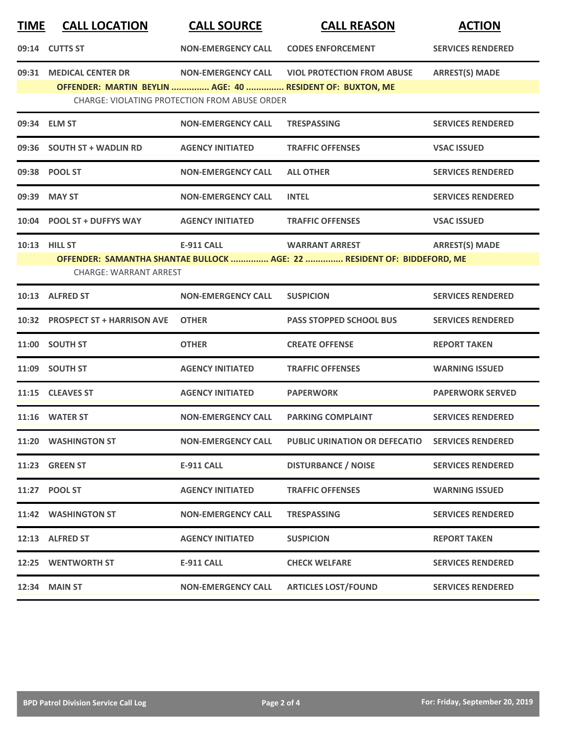| TIME | CALL LOCATION | CALL SOURCE | CALL REASON | ACTION |
|---|---|---|---|---|
| 09:14 | CUTTS ST | NON-EMERGENCY CALL | CODES ENFORCEMENT | SERVICES RENDERED |
| 09:31 | MEDICAL CENTER DR | NON-EMERGENCY CALL | VIOL PROTECTION FROM ABUSE | ARREST(S) MADE |
| | OFFENDER: MARTIN BEYLIN ............... AGE: 40 ............... RESIDENT OF: BUXTON, ME | | | |
| | CHARGE: VIOLATING PROTECTION FROM ABUSE ORDER | | | |
| 09:34 | ELM ST | NON-EMERGENCY CALL | TRESPASSING | SERVICES RENDERED |
| 09:36 | SOUTH ST + WADLIN RD | AGENCY INITIATED | TRAFFIC OFFENSES | VSAC ISSUED |
| 09:38 | POOL ST | NON-EMERGENCY CALL | ALL OTHER | SERVICES RENDERED |
| 09:39 | MAY ST | NON-EMERGENCY CALL | INTEL | SERVICES RENDERED |
| 10:04 | POOL ST + DUFFYS WAY | AGENCY INITIATED | TRAFFIC OFFENSES | VSAC ISSUED |
| 10:13 | HILL ST | E-911 CALL | WARRANT ARREST | ARREST(S) MADE |
| | OFFENDER: SAMANTHA SHANTAE BULLOCK ............... AGE: 22 ............... RESIDENT OF: BIDDEFORD, ME | | | |
| | CHARGE: WARRANT ARREST | | | |
| 10:13 | ALFRED ST | NON-EMERGENCY CALL | SUSPICION | SERVICES RENDERED |
| 10:32 | PROSPECT ST + HARRISON AVE | OTHER | PASS STOPPED SCHOOL BUS | SERVICES RENDERED |
| 11:00 | SOUTH ST | OTHER | CREATE OFFENSE | REPORT TAKEN |
| 11:09 | SOUTH ST | AGENCY INITIATED | TRAFFIC OFFENSES | WARNING ISSUED |
| 11:15 | CLEAVES ST | AGENCY INITIATED | PAPERWORK | PAPERWORK SERVED |
| 11:16 | WATER ST | NON-EMERGENCY CALL | PARKING COMPLAINT | SERVICES RENDERED |
| 11:20 | WASHINGTON ST | NON-EMERGENCY CALL | PUBLIC URINATION OR DEFECATIO | SERVICES RENDERED |
| 11:23 | GREEN ST | E-911 CALL | DISTURBANCE / NOISE | SERVICES RENDERED |
| 11:27 | POOL ST | AGENCY INITIATED | TRAFFIC OFFENSES | WARNING ISSUED |
| 11:42 | WASHINGTON ST | NON-EMERGENCY CALL | TRESPASSING | SERVICES RENDERED |
| 12:13 | ALFRED ST | AGENCY INITIATED | SUSPICION | REPORT TAKEN |
| 12:25 | WENTWORTH ST | E-911 CALL | CHECK WELFARE | SERVICES RENDERED |
| 12:34 | MAIN ST | NON-EMERGENCY CALL | ARTICLES LOST/FOUND | SERVICES RENDERED |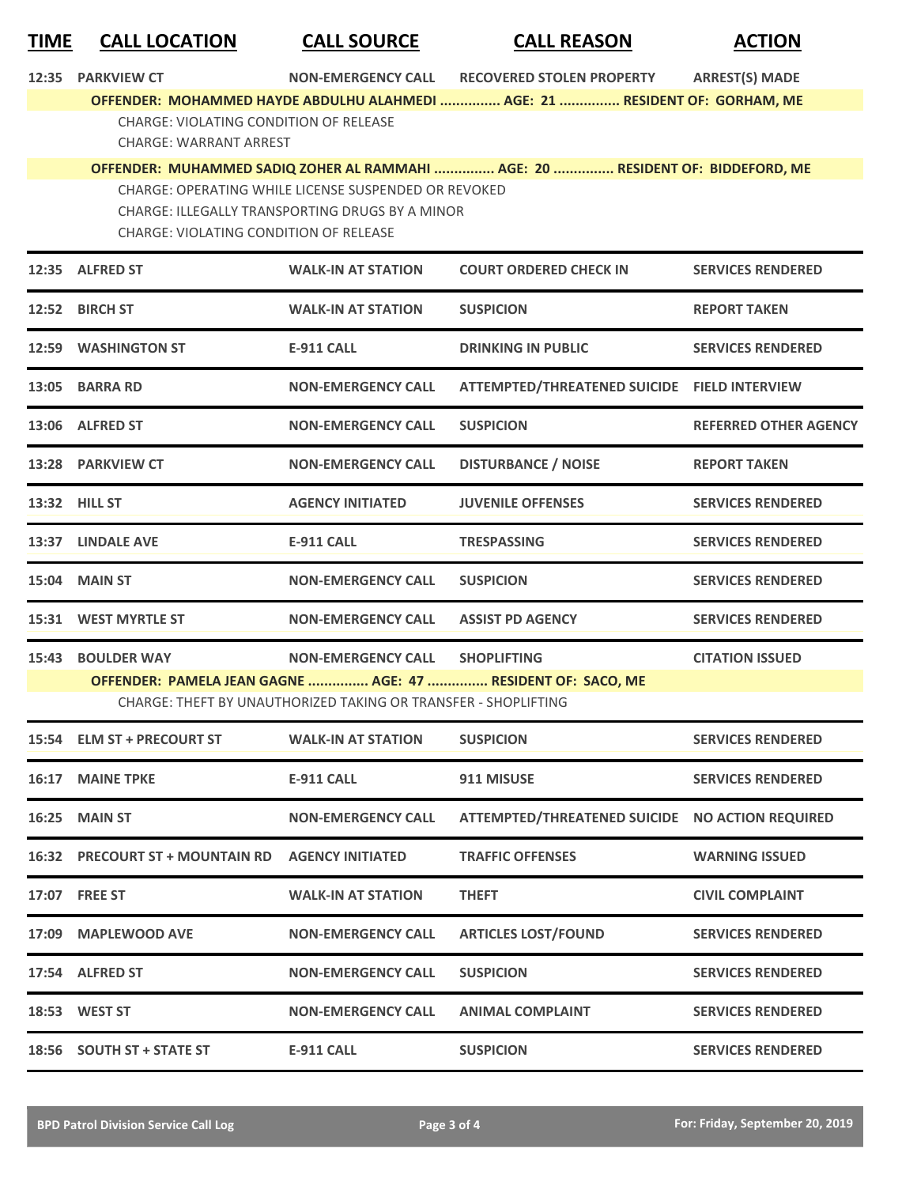| TIME | CALL LOCATION | CALL SOURCE | CALL REASON | ACTION |
|---|---|---|---|---|
| 12:35 | PARKVIEW CT | NON-EMERGENCY CALL | RECOVERED STOLEN PROPERTY | ARREST(S) MADE |

**OFFENDER: MOHAMMED HAYDE ABDULHU ALAHMEDI ............... AGE: 21 ............... RESIDENT OF: GORHAM, ME**

CHARGE: VIOLATING CONDITION OF RELEASE
CHARGE: WARRANT ARREST

**OFFENDER: MUHAMMED SADIQ ZOHER AL RAMMAHI ............... AGE: 20 ............... RESIDENT OF: BIDDEFORD, ME**

CHARGE: OPERATING WHILE LICENSE SUSPENDED OR REVOKED
CHARGE: ILLEGALLY TRANSPORTING DRUGS BY A MINOR
CHARGE: VIOLATING CONDITION OF RELEASE

| TIME | CALL LOCATION | CALL SOURCE | CALL REASON | ACTION |
|---|---|---|---|---|
| 12:35 | ALFRED ST | WALK-IN AT STATION | COURT ORDERED CHECK IN | SERVICES RENDERED |
| 12:52 | BIRCH ST | WALK-IN AT STATION | SUSPICION | REPORT TAKEN |
| 12:59 | WASHINGTON ST | E-911 CALL | DRINKING IN PUBLIC | SERVICES RENDERED |
| 13:05 | BARRA RD | NON-EMERGENCY CALL | ATTEMPTED/THREATENED SUICIDE | FIELD INTERVIEW |
| 13:06 | ALFRED ST | NON-EMERGENCY CALL | SUSPICION | REFERRED OTHER AGENCY |
| 13:28 | PARKVIEW CT | NON-EMERGENCY CALL | DISTURBANCE / NOISE | REPORT TAKEN |
| 13:32 | HILL ST | AGENCY INITIATED | JUVENILE OFFENSES | SERVICES RENDERED |
| 13:37 | LINDALE AVE | E-911 CALL | TRESPASSING | SERVICES RENDERED |
| 15:04 | MAIN ST | NON-EMERGENCY CALL | SUSPICION | SERVICES RENDERED |
| 15:31 | WEST MYRTLE ST | NON-EMERGENCY CALL | ASSIST PD AGENCY | SERVICES RENDERED |
| 15:43 | BOULDER WAY | NON-EMERGENCY CALL | SHOPLIFTING | CITATION ISSUED |

**OFFENDER: PAMELA JEAN GAGNE ............... AGE: 47 ............... RESIDENT OF: SACO, ME**

CHARGE: THEFT BY UNAUTHORIZED TAKING OR TRANSFER - SHOPLIFTING

| TIME | CALL LOCATION | CALL SOURCE | CALL REASON | ACTION |
|---|---|---|---|---|
| 15:54 | ELM ST + PRECOURT ST | WALK-IN AT STATION | SUSPICION | SERVICES RENDERED |
| 16:17 | MAINE TPKE | E-911 CALL | 911 MISUSE | SERVICES RENDERED |
| 16:25 | MAIN ST | NON-EMERGENCY CALL | ATTEMPTED/THREATENED SUICIDE | NO ACTION REQUIRED |
| 16:32 | PRECOURT ST + MOUNTAIN RD | AGENCY INITIATED | TRAFFIC OFFENSES | WARNING ISSUED |
| 17:07 | FREE ST | WALK-IN AT STATION | THEFT | CIVIL COMPLAINT |
| 17:09 | MAPLEWOOD AVE | NON-EMERGENCY CALL | ARTICLES LOST/FOUND | SERVICES RENDERED |
| 17:54 | ALFRED ST | NON-EMERGENCY CALL | SUSPICION | SERVICES RENDERED |
| 18:53 | WEST ST | NON-EMERGENCY CALL | ANIMAL COMPLAINT | SERVICES RENDERED |
| 18:56 | SOUTH ST + STATE ST | E-911 CALL | SUSPICION | SERVICES RENDERED |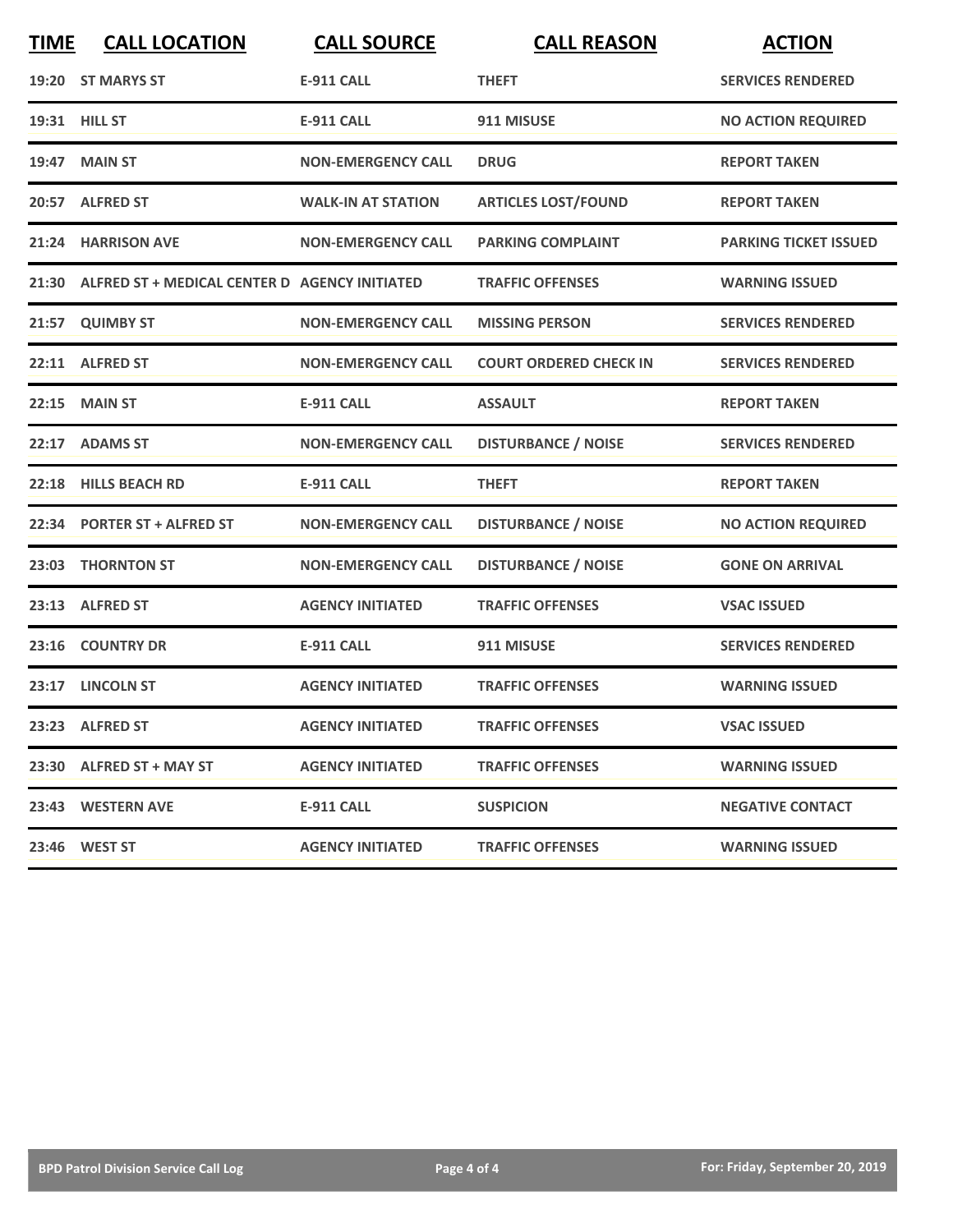| TIME | CALL LOCATION | CALL SOURCE | CALL REASON | ACTION |
|---|---|---|---|---|
| 19:20 | ST MARYS ST | E-911 CALL | THEFT | SERVICES RENDERED |
| 19:31 | HILL ST | E-911 CALL | 911 MISUSE | NO ACTION REQUIRED |
| 19:47 | MAIN ST | NON-EMERGENCY CALL | DRUG | REPORT TAKEN |
| 20:57 | ALFRED ST | WALK-IN AT STATION | ARTICLES LOST/FOUND | REPORT TAKEN |
| 21:24 | HARRISON AVE | NON-EMERGENCY CALL | PARKING COMPLAINT | PARKING TICKET ISSUED |
| 21:30 | ALFRED ST + MEDICAL CENTER D | AGENCY INITIATED | TRAFFIC OFFENSES | WARNING ISSUED |
| 21:57 | QUIMBY ST | NON-EMERGENCY CALL | MISSING PERSON | SERVICES RENDERED |
| 22:11 | ALFRED ST | NON-EMERGENCY CALL | COURT ORDERED CHECK IN | SERVICES RENDERED |
| 22:15 | MAIN ST | E-911 CALL | ASSAULT | REPORT TAKEN |
| 22:17 | ADAMS ST | NON-EMERGENCY CALL | DISTURBANCE / NOISE | SERVICES RENDERED |
| 22:18 | HILLS BEACH RD | E-911 CALL | THEFT | REPORT TAKEN |
| 22:34 | PORTER ST + ALFRED ST | NON-EMERGENCY CALL | DISTURBANCE / NOISE | NO ACTION REQUIRED |
| 23:03 | THORNTON ST | NON-EMERGENCY CALL | DISTURBANCE / NOISE | GONE ON ARRIVAL |
| 23:13 | ALFRED ST | AGENCY INITIATED | TRAFFIC OFFENSES | VSAC ISSUED |
| 23:16 | COUNTRY DR | E-911 CALL | 911 MISUSE | SERVICES RENDERED |
| 23:17 | LINCOLN ST | AGENCY INITIATED | TRAFFIC OFFENSES | WARNING ISSUED |
| 23:23 | ALFRED ST | AGENCY INITIATED | TRAFFIC OFFENSES | VSAC ISSUED |
| 23:30 | ALFRED ST + MAY ST | AGENCY INITIATED | TRAFFIC OFFENSES | WARNING ISSUED |
| 23:43 | WESTERN AVE | E-911 CALL | SUSPICION | NEGATIVE CONTACT |
| 23:46 | WEST ST | AGENCY INITIATED | TRAFFIC OFFENSES | WARNING ISSUED |